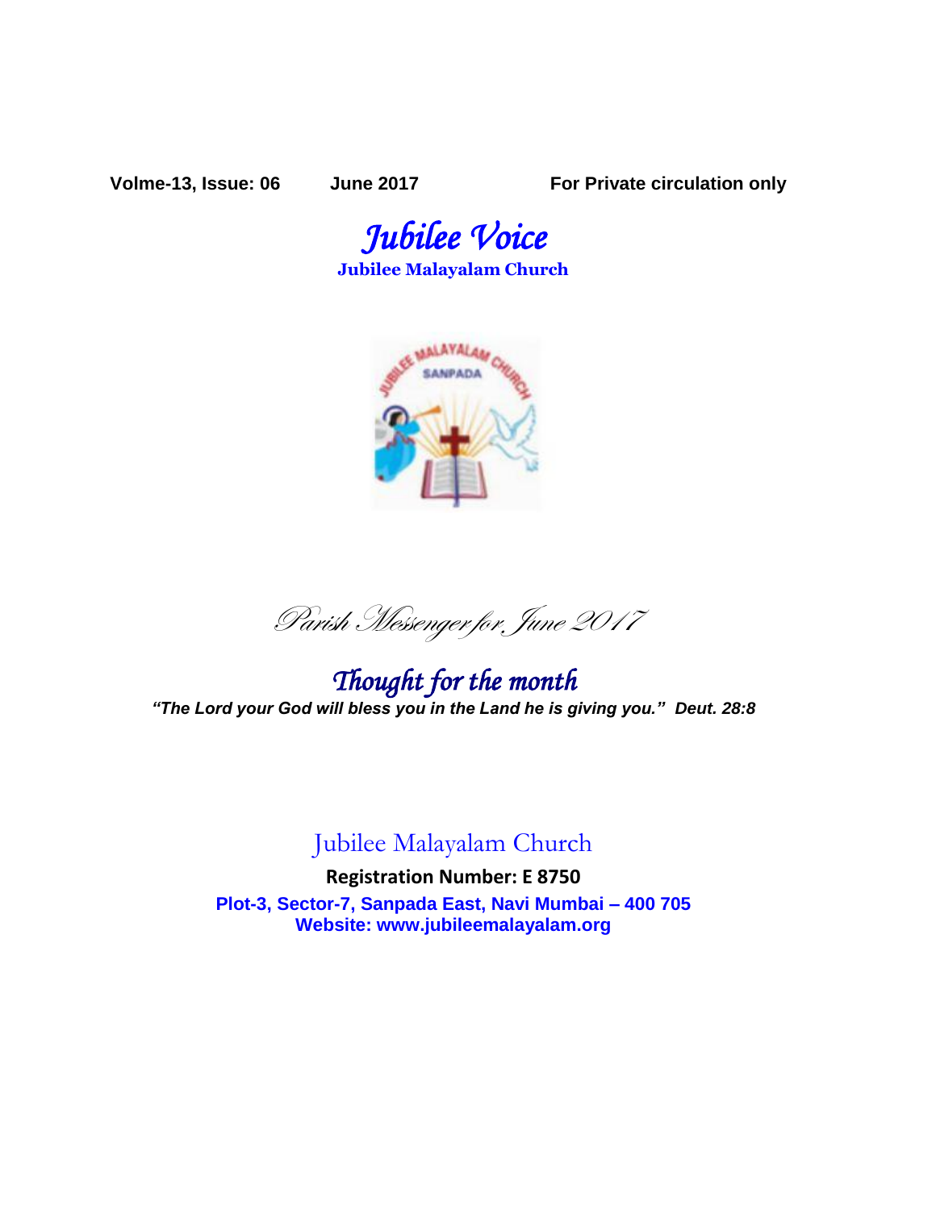**Volme-13, Issue: 06 June 2017 For Private circulation only**

# *Jubilee Voice*

**Jubilee Malayalam Church**

*Parish Messenger for June 2017*

## *Thought for the month*

***"The Lord your God will bless you in the Land he is giving you." Deut. 28:8***

Jubilee Malayalam Church

**Registration Number: E 8750**

**Plot-3, Sector-7, Sanpada East, Navi Mumbai – 400 705**
**Website: www.jubileemalayalam.org**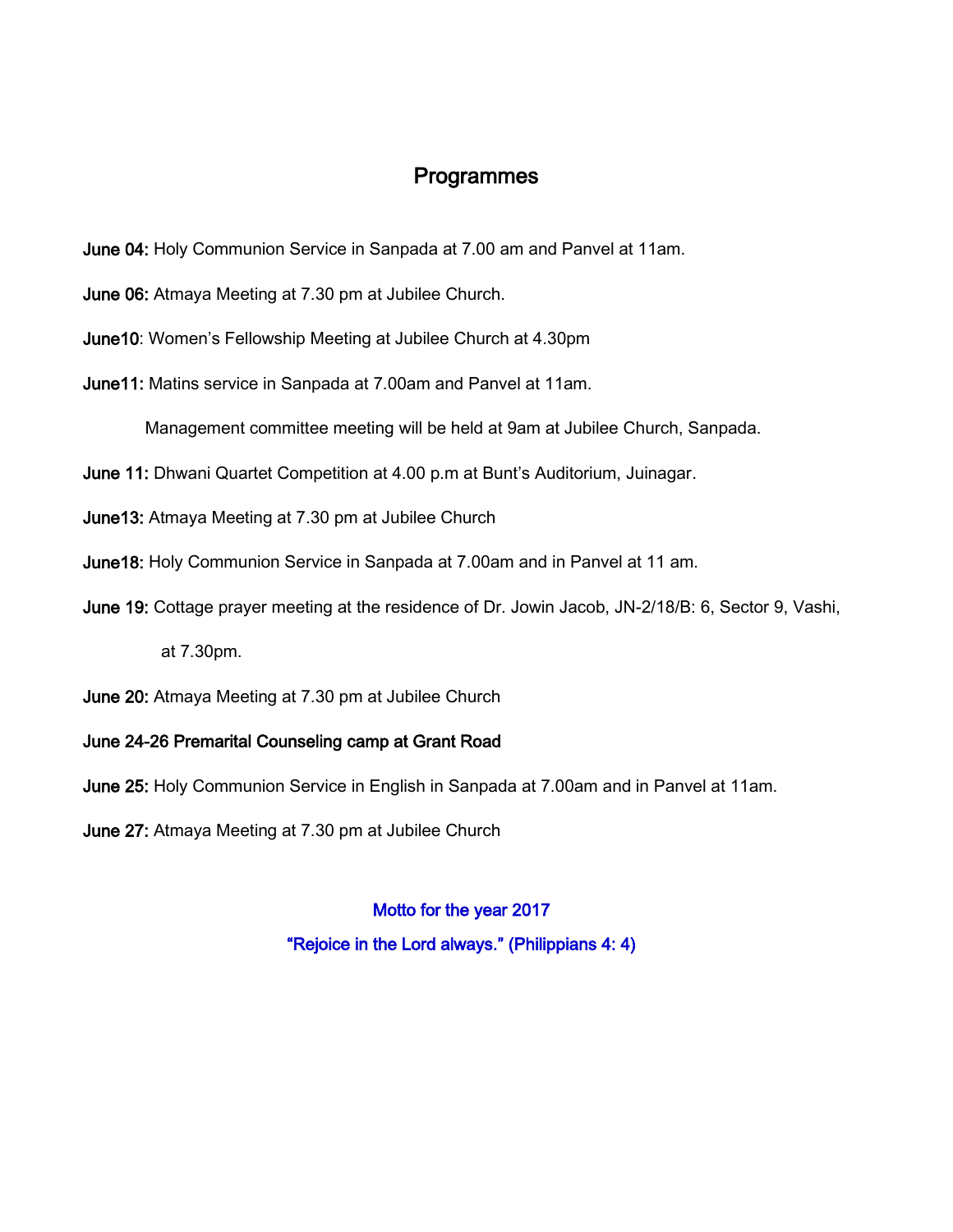## Programmes

**June 04:** Holy Communion Service in Sanpada at 7.00 am and Panvel at 11am.

**June 06:** Atmaya Meeting at 7.30 pm at Jubilee Church.

**June10**: Women's Fellowship Meeting at Jubilee Church at 4.30pm

**June11:** Matins service in Sanpada at 7.00am and Panvel at 11am.

Management committee meeting will be held at 9am at Jubilee Church, Sanpada.

**June 11:** Dhwani Quartet Competition at 4.00 p.m at Bunt's Auditorium, Juinagar.

**June13:** Atmaya Meeting at 7.30 pm at Jubilee Church

**June18:** Holy Communion Service in Sanpada at 7.00am and in Panvel at 11 am.

**June 19:** Cottage prayer meeting at the residence of Dr. Jowin Jacob, JN-2/18/B: 6, Sector 9, Vashi, at 7.30pm.

**June 20:** Atmaya Meeting at 7.30 pm at Jubilee Church

**June 24-26 Premarital Counseling camp at Grant Road**

**June 25:** Holy Communion Service in English in Sanpada at 7.00am and in Panvel at 11am.

**June 27:** Atmaya Meeting at 7.30 pm at Jubilee Church

Motto for the year 2017

"Rejoice in the Lord always." (Philippians 4: 4)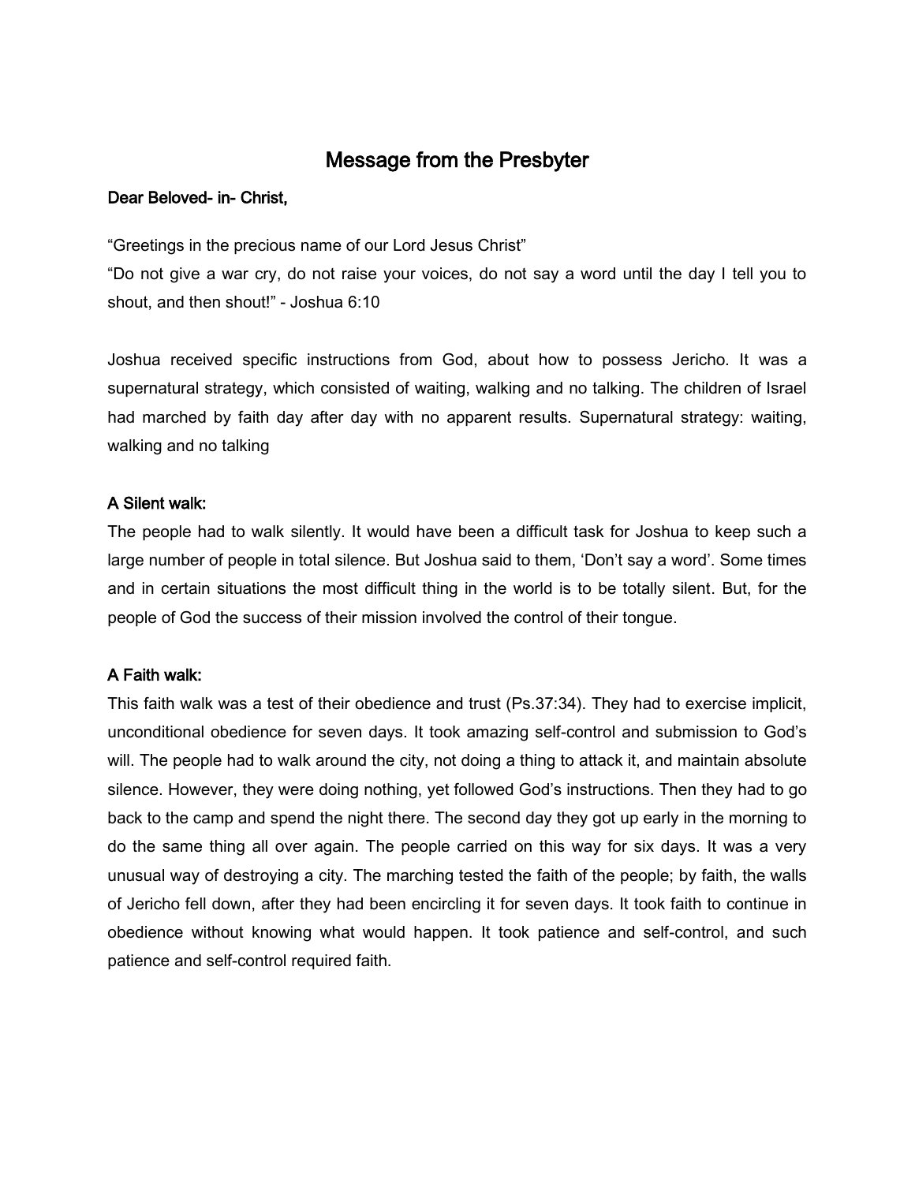# Message from the Presbyter

**Dear Beloved- in- Christ,**

"Greetings in the precious name of our Lord Jesus Christ"
"Do not give a war cry, do not raise your voices, do not say a word until the day I tell you to shout, and then shout!" - Joshua 6:10

Joshua received specific instructions from God, about how to possess Jericho. It was a supernatural strategy, which consisted of waiting, walking and no talking. The children of Israel had marched by faith day after day with no apparent results. Supernatural strategy: waiting, walking and no talking

**A Silent walk:**
The people had to walk silently. It would have been a difficult task for Joshua to keep such a large number of people in total silence. But Joshua said to them, 'Don't say a word'. Some times and in certain situations the most difficult thing in the world is to be totally silent. But, for the people of God the success of their mission involved the control of their tongue.

**A Faith walk:**
This faith walk was a test of their obedience and trust (Ps.37:34). They had to exercise implicit, unconditional obedience for seven days. It took amazing self-control and submission to God's will. The people had to walk around the city, not doing a thing to attack it, and maintain absolute silence. However, they were doing nothing, yet followed God's instructions. Then they had to go back to the camp and spend the night there. The second day they got up early in the morning to do the same thing all over again. The people carried on this way for six days. It was a very unusual way of destroying a city. The marching tested the faith of the people; by faith, the walls of Jericho fell down, after they had been encircling it for seven days. It took faith to continue in obedience without knowing what would happen. It took patience and self-control, and such patience and self-control required faith.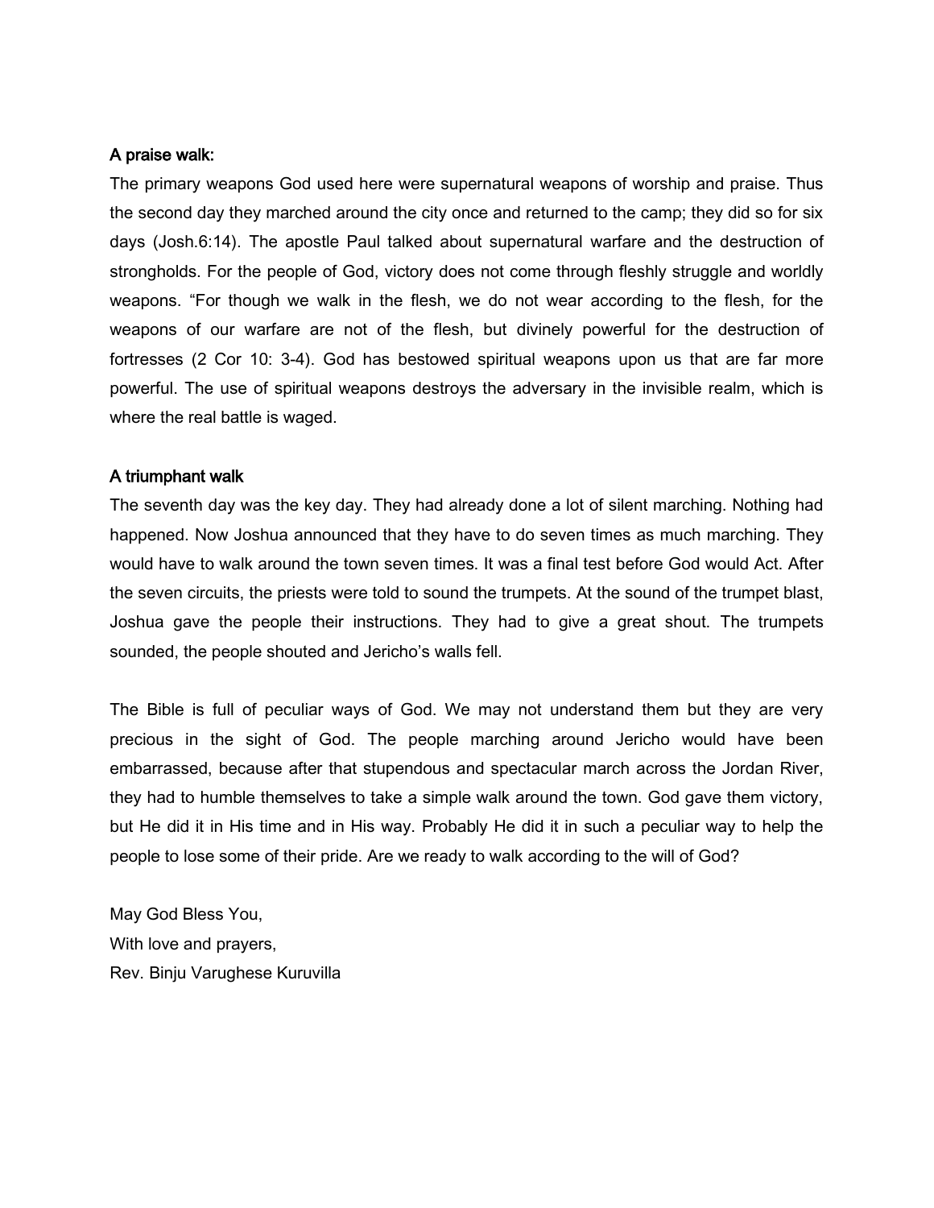**A praise walk:**

The primary weapons God used here were supernatural weapons of worship and praise. Thus the second day they marched around the city once and returned to the camp; they did so for six days (Josh.6:14). The apostle Paul talked about supernatural warfare and the destruction of strongholds. For the people of God, victory does not come through fleshly struggle and worldly weapons. “For though we walk in the flesh, we do not wear according to the flesh, for the weapons of our warfare are not of the flesh, but divinely powerful for the destruction of fortresses (2 Cor 10: 3-4). God has bestowed spiritual weapons upon us that are far more powerful. The use of spiritual weapons destroys the adversary in the invisible realm, which is where the real battle is waged.

**A triumphant walk**

The seventh day was the key day. They had already done a lot of silent marching. Nothing had happened. Now Joshua announced that they have to do seven times as much marching. They would have to walk around the town seven times. It was a final test before God would Act. After the seven circuits, the priests were told to sound the trumpets. At the sound of the trumpet blast, Joshua gave the people their instructions. They had to give a great shout. The trumpets sounded, the people shouted and Jericho’s walls fell.

The Bible is full of peculiar ways of God. We may not understand them but they are very precious in the sight of God. The people marching around Jericho would have been embarrassed, because after that stupendous and spectacular march across the Jordan River, they had to humble themselves to take a simple walk around the town. God gave them victory, but He did it in His time and in His way. Probably He did it in such a peculiar way to help the people to lose some of their pride. Are we ready to walk according to the will of God?

May God Bless You,
With love and prayers,
Rev. Binju Varughese Kuruvilla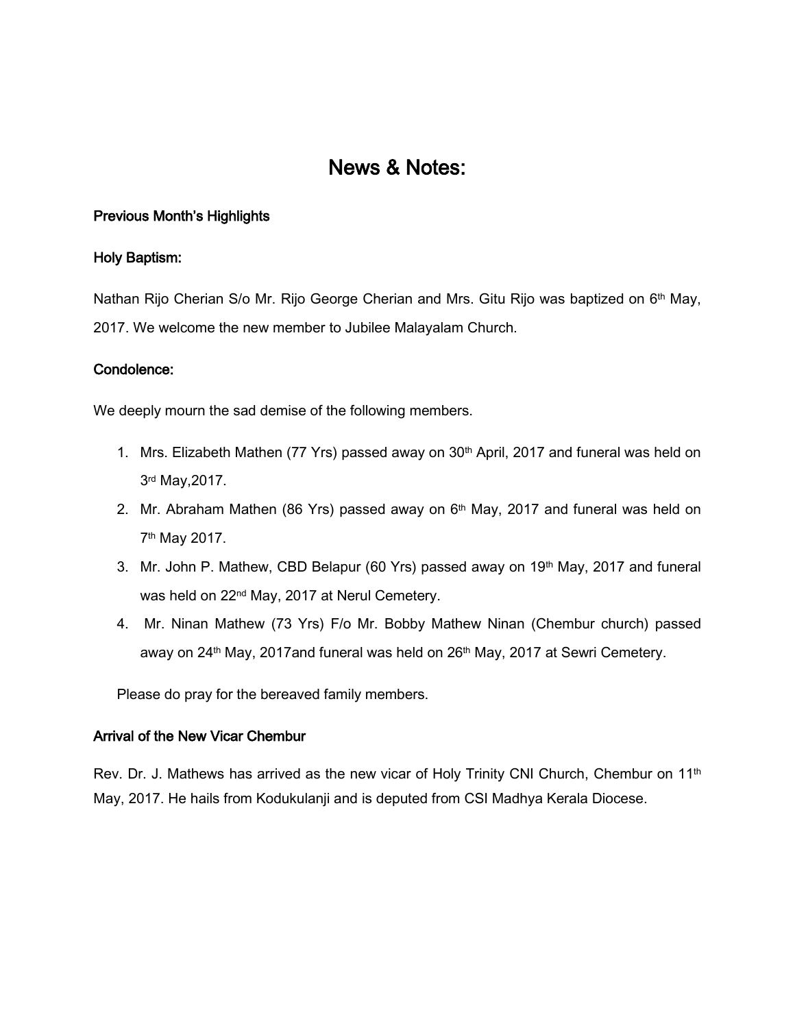# News & Notes:

**Previous Month's Highlights**

**Holy Baptism:**

Nathan Rijo Cherian S/o Mr. Rijo George Cherian and Mrs. Gitu Rijo was baptized on 6th May, 2017. We welcome the new member to Jubilee Malayalam Church.

**Condolence:**

We deeply mourn the sad demise of the following members.

1. Mrs. Elizabeth Mathen (77 Yrs) passed away on 30th April, 2017 and funeral was held on 3rd May,2017.
2. Mr. Abraham Mathen (86 Yrs) passed away on 6th May, 2017 and funeral was held on 7th May 2017.
3. Mr. John P. Mathew, CBD Belapur (60 Yrs) passed away on 19th May, 2017 and funeral was held on 22nd May, 2017 at Nerul Cemetery.
4. Mr. Ninan Mathew (73 Yrs) F/o Mr. Bobby Mathew Ninan (Chembur church) passed away on 24th May, 2017and funeral was held on 26th May, 2017 at Sewri Cemetery.

Please do pray for the bereaved family members.

**Arrival of the New Vicar Chembur**

Rev. Dr. J. Mathews has arrived as the new vicar of Holy Trinity CNI Church, Chembur on 11th May, 2017. He hails from Kodukulanji and is deputed from CSI Madhya Kerala Diocese.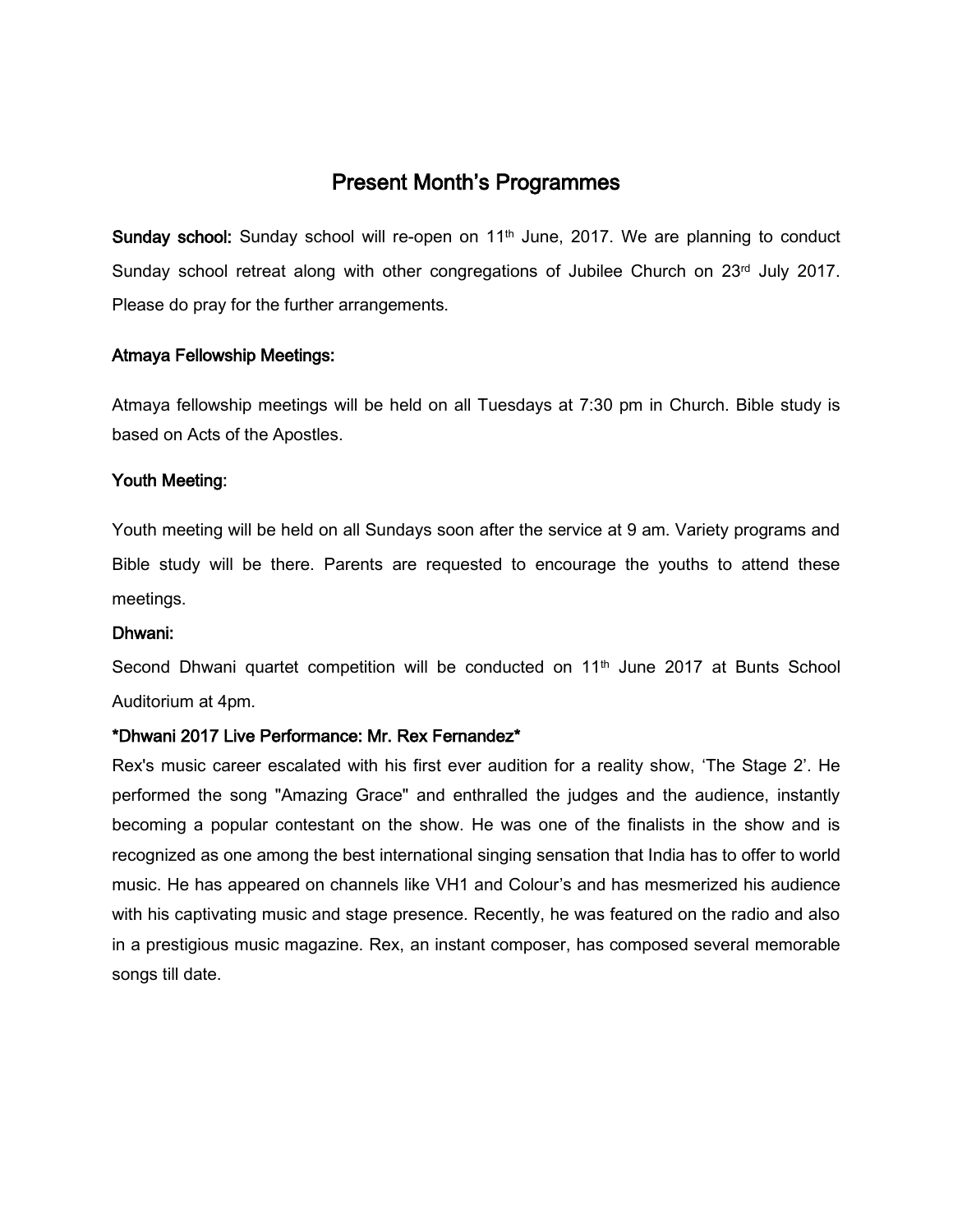# Present Month's Programmes

**Sunday school:** Sunday school will re-open on 11th June, 2017. We are planning to conduct Sunday school retreat along with other congregations of Jubilee Church on 23rd July 2017. Please do pray for the further arrangements.

### Atmaya Fellowship Meetings:

Atmaya fellowship meetings will be held on all Tuesdays at 7:30 pm in Church. Bible study is based on Acts of the Apostles.

### Youth Meeting:

Youth meeting will be held on all Sundays soon after the service at 9 am. Variety programs and Bible study will be there. Parents are requested to encourage the youths to attend these meetings.

### Dhwani:

Second Dhwani quartet competition will be conducted on 11th June 2017 at Bunts School Auditorium at 4pm.

### *Dhwani 2017 Live Performance: Mr. Rex Fernandez*

Rex's music career escalated with his first ever audition for a reality show, 'The Stage 2'. He performed the song "Amazing Grace" and enthralled the judges and the audience, instantly becoming a popular contestant on the show. He was one of the finalists in the show and is recognized as one among the best international singing sensation that India has to offer to world music. He has appeared on channels like VH1 and Colour's and has mesmerized his audience with his captivating music and stage presence. Recently, he was featured on the radio and also in a prestigious music magazine. Rex, an instant composer, has composed several memorable songs till date.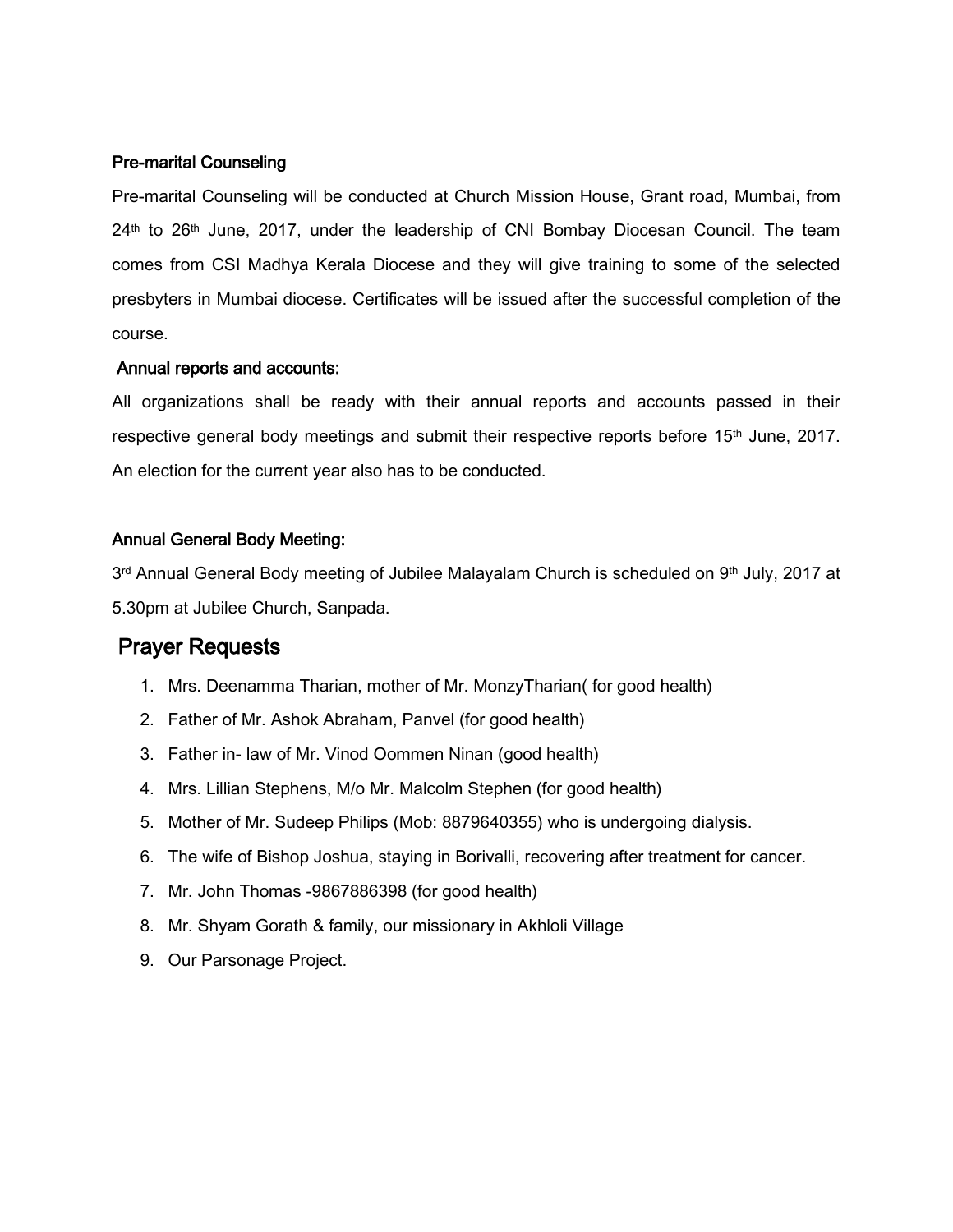### Pre-marital Counseling

Pre-marital Counseling will be conducted at Church Mission House, Grant road, Mumbai, from 24th to 26th June, 2017, under the leadership of CNI Bombay Diocesan Council. The team comes from CSI Madhya Kerala Diocese and they will give training to some of the selected presbyters in Mumbai diocese. Certificates will be issued after the successful completion of the course.

### Annual reports and accounts:

All organizations shall be ready with their annual reports and accounts passed in their respective general body meetings and submit their respective reports before 15th June, 2017. An election for the current year also has to be conducted.

### Annual General Body Meeting:

3rd Annual General Body meeting of Jubilee Malayalam Church is scheduled on 9th July, 2017 at 5.30pm at Jubilee Church, Sanpada.

## Prayer Requests

1. Mrs. Deenamma Tharian, mother of Mr. MonzyTharian( for good health)
2. Father of Mr. Ashok Abraham, Panvel (for good health)
3. Father in- law of Mr. Vinod Oommen Ninan (good health)
4. Mrs. Lillian Stephens, M/o Mr. Malcolm Stephen (for good health)
5. Mother of Mr. Sudeep Philips (Mob: 8879640355) who is undergoing dialysis.
6. The wife of Bishop Joshua, staying in Borivalli, recovering after treatment for cancer.
7. Mr. John Thomas -9867886398 (for good health)
8. Mr. Shyam Gorath & family, our missionary in Akhloli Village
9. Our Parsonage Project.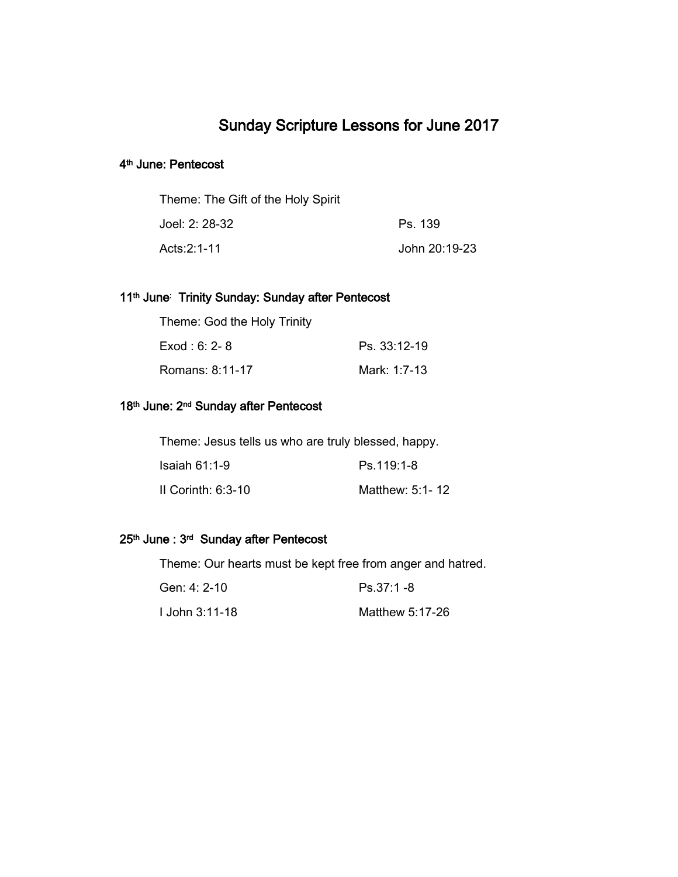# Sunday Scripture Lessons for June 2017

## 4th June: Pentecost

Theme: The Gift of the Holy Spirit

| | |
|---|---|
| Joel: 2: 28-32 | Ps. 139 |
| Acts:2:1-11 | John 20:19-23 |

## 11th June: Trinity Sunday: Sunday after Pentecost

Theme: God the Holy Trinity

| | |
|---|---|
| Exod : 6: 2- 8 | Ps. 33:12-19 |
| Romans: 8:11-17 | Mark: 1:7-13 |

## 18th June: 2nd Sunday after Pentecost

Theme: Jesus tells us who are truly blessed, happy.

| | |
|---|---|
| Isaiah 61:1-9 | Ps.119:1-8 |
| II Corinth: 6:3-10 | Matthew: 5:1- 12 |

## 25th June : 3rd Sunday after Pentecost

Theme: Our hearts must be kept free from anger and hatred.

| | |
|---|---|
| Gen: 4: 2-10 | Ps.37:1 -8 |
| I John 3:11-18 | Matthew 5:17-26 |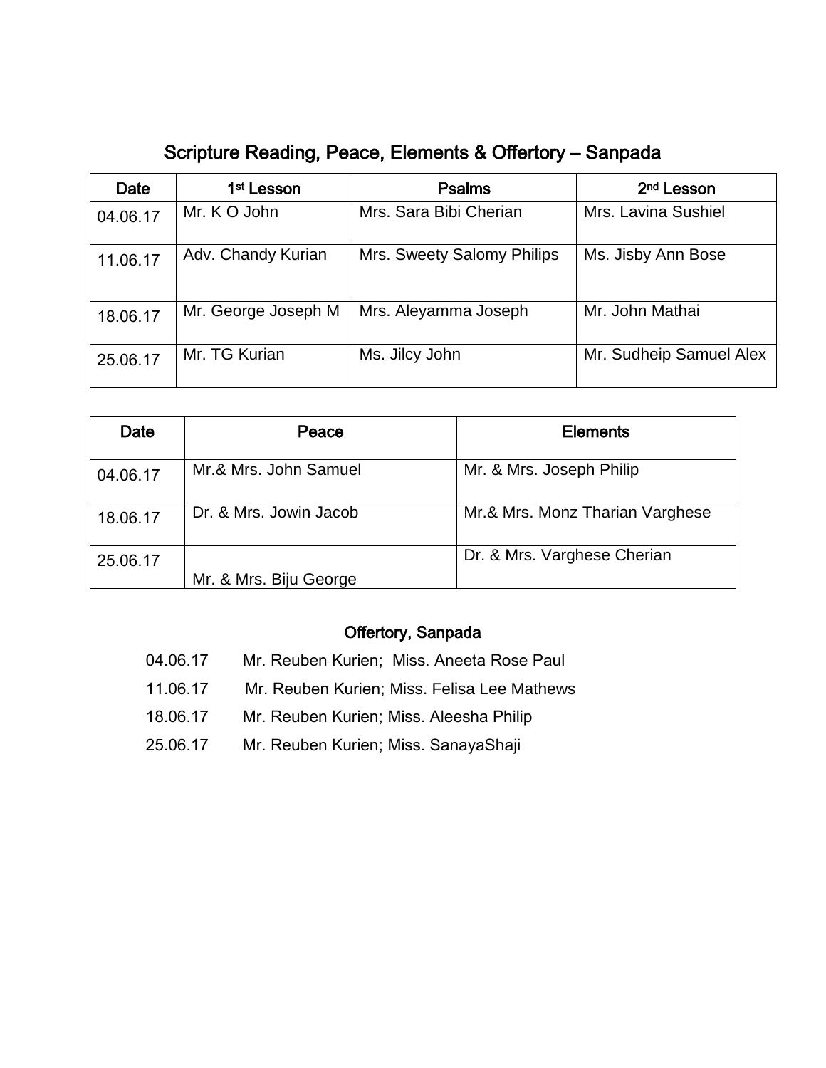## Scripture Reading, Peace, Elements & Offertory – Sanpada

| Date | 1st Lesson | Psalms | 2nd Lesson |
|---|---|---|---|
| 04.06.17 | Mr. K O John | Mrs. Sara Bibi Cherian | Mrs. Lavina Sushiel |
| 11.06.17 | Adv. Chandy Kurian | Mrs. Sweety Salomy Philips | Ms. Jisby Ann Bose |
| 18.06.17 | Mr. George Joseph M | Mrs. Aleyamma Joseph | Mr. John Mathai |
| 25.06.17 | Mr. TG Kurian | Ms. Jilcy John | Mr. Sudheip Samuel Alex |

| Date | Peace | Elements |
|---|---|---|
| 04.06.17 | Mr.& Mrs. John Samuel | Mr. & Mrs. Joseph Philip |
| 18.06.17 | Dr. & Mrs. Jowin Jacob | Mr.& Mrs. Monz Tharian Varghese |
| 25.06.17 | Mr. & Mrs. Biju George | Dr. & Mrs. Varghese Cherian |

### Offertory, Sanpada

04.06.17 Mr. Reuben Kurien; Miss. Aneeta Rose Paul

11.06.17 Mr. Reuben Kurien; Miss. Felisa Lee Mathews

18.06.17 Mr. Reuben Kurien; Miss. Aleesha Philip

25.06.17 Mr. Reuben Kurien; Miss. SanayaShaji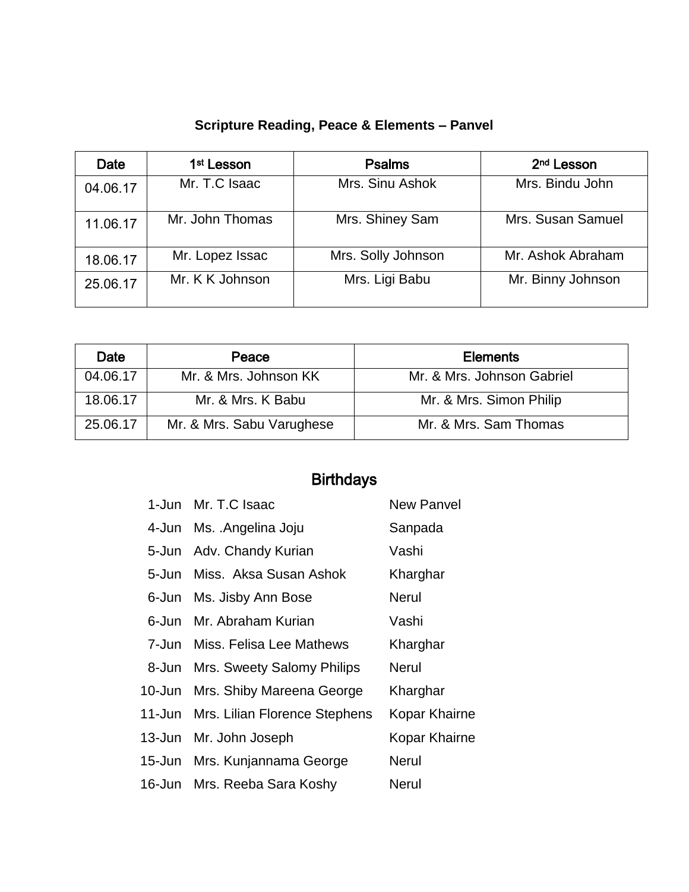## Scripture Reading, Peace & Elements – Panvel

| Date | 1st Lesson | Psalms | 2nd Lesson |
|---|---|---|---|
| 04.06.17 | Mr. T.C Isaac | Mrs. Sinu Ashok | Mrs. Bindu John |
| 11.06.17 | Mr. John Thomas | Mrs. Shiney Sam | Mrs. Susan Samuel |
| 18.06.17 | Mr. Lopez Issac | Mrs. Solly Johnson | Mr. Ashok Abraham |
| 25.06.17 | Mr. K K Johnson | Mrs. Ligi Babu | Mr. Binny Johnson |

| Date | Peace | Elements |
|---|---|---|
| 04.06.17 | Mr. & Mrs. Johnson KK | Mr. & Mrs. Johnson Gabriel |
| 18.06.17 | Mr. & Mrs. K Babu | Mr. & Mrs. Simon Philip |
| 25.06.17 | Mr. & Mrs. Sabu Varughese | Mr. & Mrs. Sam Thomas |

## Birthdays

| | | |
|---|---|---|
| 1-Jun | Mr. T.C Isaac | New Panvel |
| 4-Jun | Ms. .Angelina Joju | Sanpada |
| 5-Jun | Adv. Chandy Kurian | Vashi |
| 5-Jun | Miss. Aksa Susan Ashok | Kharghar |
| 6-Jun | Ms. Jisby Ann Bose | Nerul |
| 6-Jun | Mr. Abraham Kurian | Vashi |
| 7-Jun | Miss. Felisa Lee Mathews | Kharghar |
| 8-Jun | Mrs. Sweety Salomy Philips | Nerul |
| 10-Jun | Mrs. Shiby Mareena George | Kharghar |
| 11-Jun | Mrs. Lilian Florence Stephens | Kopar Khairne |
| 13-Jun | Mr. John Joseph | Kopar Khairne |
| 15-Jun | Mrs. Kunjannama George | Nerul |
| 16-Jun | Mrs. Reeba Sara Koshy | Nerul |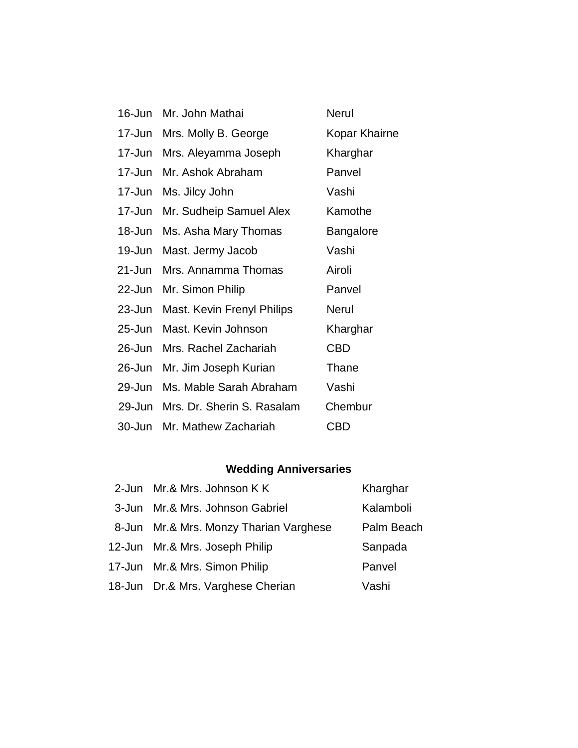| | | |
|---|---|---|
| 16-Jun | Mr. John Mathai | Nerul |
| 17-Jun | Mrs. Molly B. George | Kopar Khairne |
| 17-Jun | Mrs. Aleyamma Joseph | Kharghar |
| 17-Jun | Mr. Ashok Abraham | Panvel |
| 17-Jun | Ms. Jilcy John | Vashi |
| 17-Jun | Mr. Sudheip Samuel Alex | Kamothe |
| 18-Jun | Ms. Asha Mary Thomas | Bangalore |
| 19-Jun | Mast. Jermy Jacob | Vashi |
| 21-Jun | Mrs. Annamma Thomas | Airoli |
| 22-Jun | Mr. Simon Philip | Panvel |
| 23-Jun | Mast. Kevin Frenyl Philips | Nerul |
| 25-Jun | Mast. Kevin Johnson | Kharghar |
| 26-Jun | Mrs. Rachel Zachariah | CBD |
| 26-Jun | Mr. Jim Joseph Kurian | Thane |
| 29-Jun | Ms. Mable Sarah Abraham | Vashi |
| 29-Jun | Mrs. Dr. Sherin S. Rasalam | Chembur |
| 30-Jun | Mr. Mathew Zachariah | CBD |

**Wedding Anniversaries**

| | | |
|---|---|---|
| 2-Jun | Mr.& Mrs. Johnson K K | Kharghar |
| 3-Jun | Mr.& Mrs. Johnson Gabriel | Kalamboli |
| 8-Jun | Mr.& Mrs. Monzy Tharian Varghese | Palm Beach |
| 12-Jun | Mr.& Mrs. Joseph Philip | Sanpada |
| 17-Jun | Mr.& Mrs. Simon Philip | Panvel |
| 18-Jun | Dr.& Mrs. Varghese Cherian | Vashi |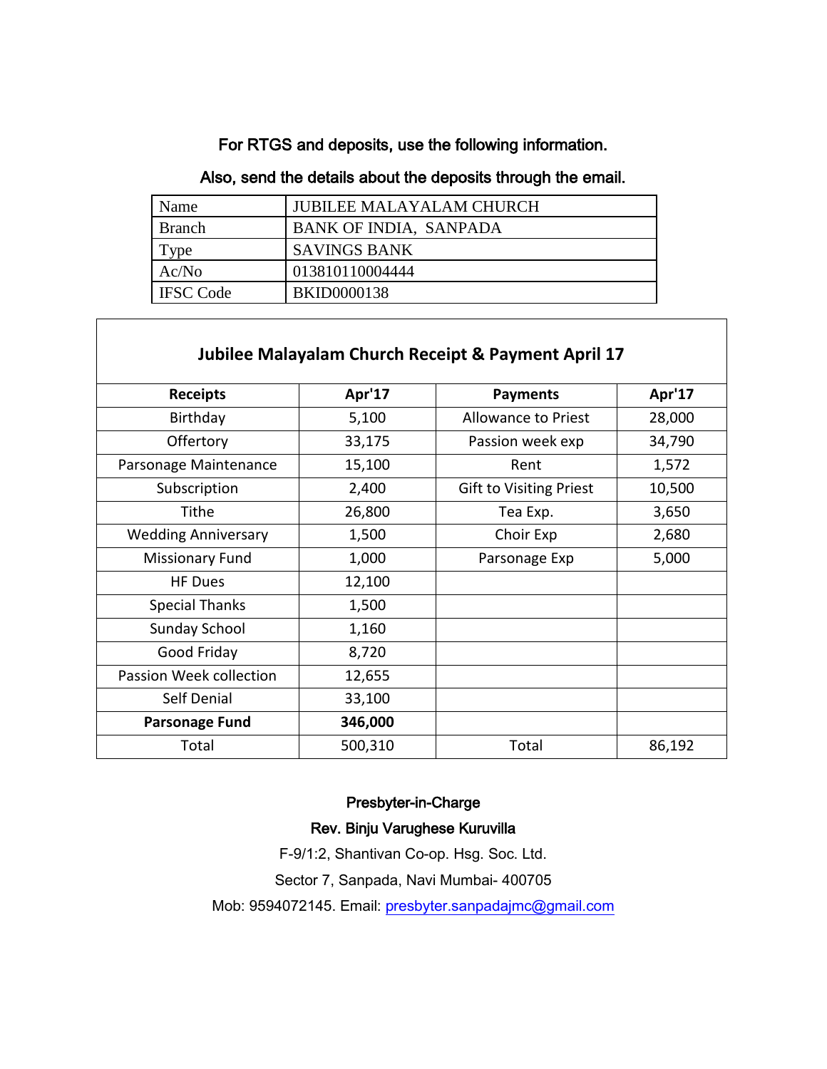For RTGS and deposits, use the following information.

Also, send the details about the deposits through the email.

| | |
|---|---|
| Name | JUBILEE MALAYALAM CHURCH |
| Branch | BANK OF INDIA, SANPADA |
| Type | SAVINGS BANK |
| Ac/No | 013810110004444 |
| IFSC Code | BKID0000138 |

## Jubilee Malayalam Church Receipt & Payment April 17

| Receipts | Apr'17 | Payments | Apr'17 |
|---|---|---|---|
| Birthday | 5,100 | Allowance to Priest | 28,000 |
| Offertory | 33,175 | Passion week exp | 34,790 |
| Parsonage Maintenance | 15,100 | Rent | 1,572 |
| Subscription | 2,400 | Gift to Visiting Priest | 10,500 |
| Tithe | 26,800 | Tea Exp. | 3,650 |
| Wedding Anniversary | 1,500 | Choir Exp | 2,680 |
| Missionary Fund | 1,000 | Parsonage Exp | 5,000 |
| HF Dues | 12,100 | | |
| Special Thanks | 1,500 | | |
| Sunday School | 1,160 | | |
| Good Friday | 8,720 | | |
| Passion Week collection | 12,655 | | |
| Self Denial | 33,100 | | |
| **Parsonage Fund** | **346,000** | | |
| Total | 500,310 | Total | 86,192 |

**Presbyter-in-Charge**

**Rev. Binju Varughese Kuruvilla**

F-9/1:2, Shantivan Co-op. Hsg. Soc. Ltd.

Sector 7, Sanpada, Navi Mumbai- 400705

Mob: 9594072145. Email: presbyter.sanpadajmc@gmail.com